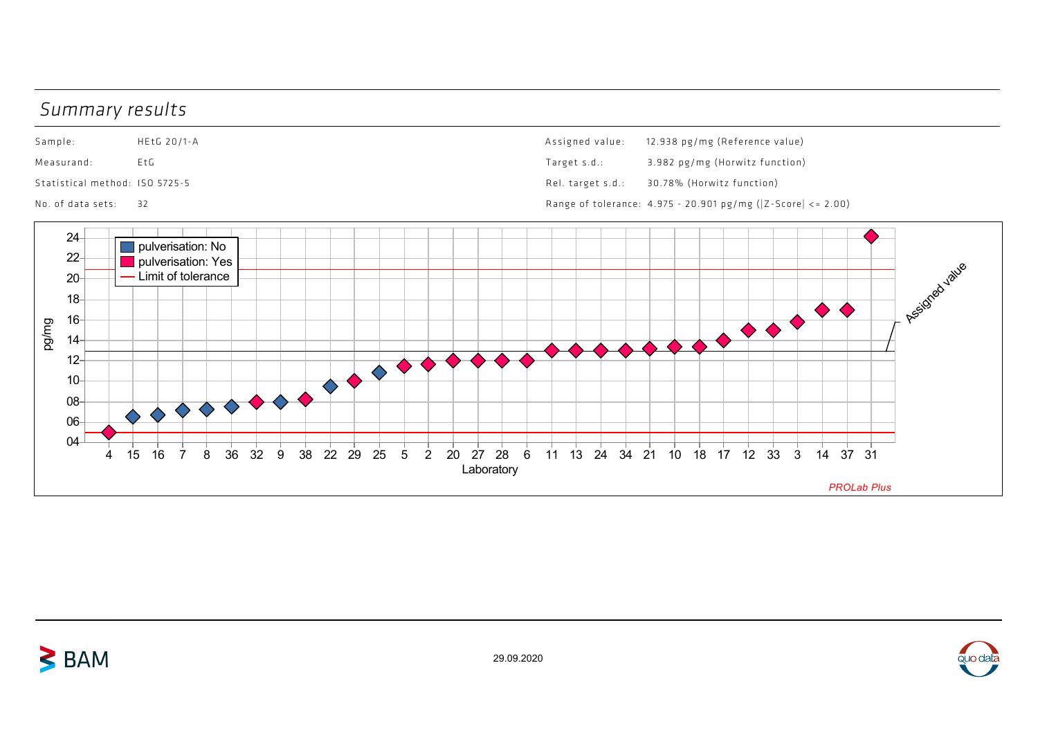## Summary results

| | |
|---|---|
| Sample: | HEtG 20/1-A |
| Measurand: | EtG |
| Statistical method: | ISO 5725-5 |
| No. of data sets: | 32 |

| | |
|---|---|
| Assigned value: | 12.938 pg/mg (Reference value) |
| Target s.d.: | 3.982 pg/mg (Horwitz function) |
| Rel. target s.d.: | 30.78% (Horwitz function) |
| Range of tolerance: | 4.975 - 20.901 pg/mg (\|Z-Score\| <= 2.00) |

pulverisation: No
pulverisation: Yes
Limit of tolerance

pg/mg

Laboratory

4 15 16 7 8 36 32 9 38 22 29 25 5 2 20 27 28 6 11 13 24 34 21 10 18 17 12 33 3 14 37 31

Assigned value

*PROLab Plus*

29.09.2020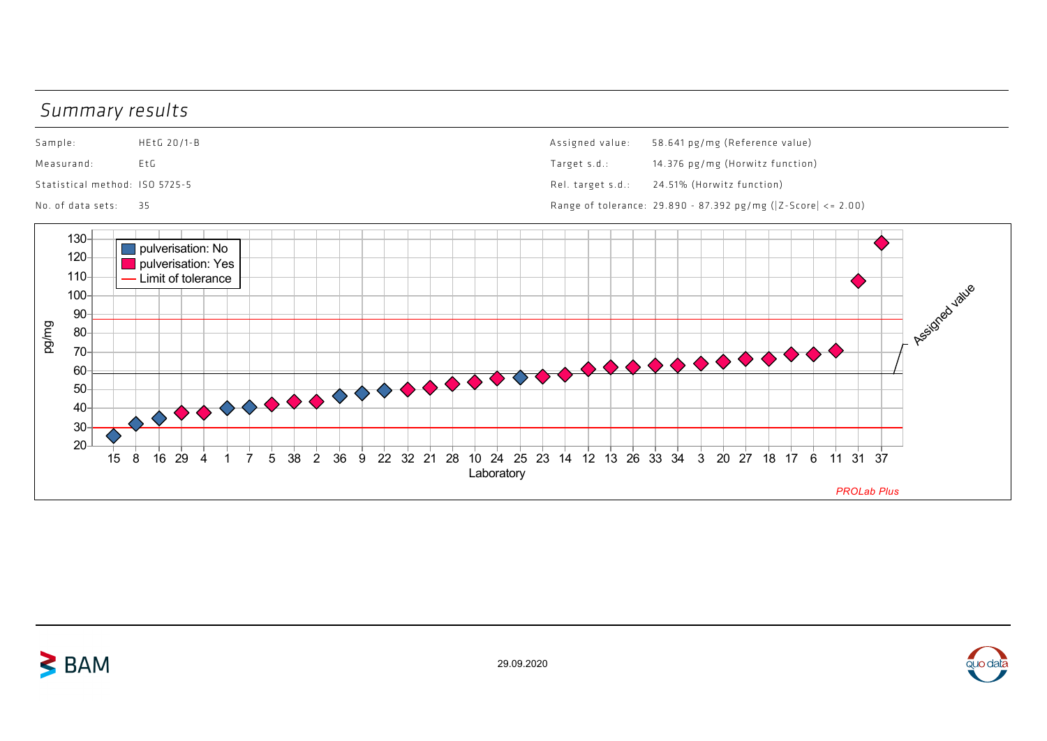## Summary results

| | | | |
|---|---|---|---|
| Sample: | HEtG 20/1-B | Assigned value: | 58.641 pg/mg (Reference value) |
| Measurand: | EtG | Target s.d.: | 14.376 pg/mg (Horwitz function) |
| Statistical method: | ISO 5725-5 | Rel. target s.d.: | 24.51% (Horwitz function) |
| No. of data sets: | 35 | Range of tolerance: | 29.890 - 87.392 pg/mg (\|Z-Score\| <= 2.00) |

pg/mg

- pulverisation: No
- pulverisation: Yes
- Limit of tolerance

Assigned value

Laboratory: 15 8 16 29 4 1 7 5 38 2 36 9 22 32 21 28 10 24 25 23 14 12 13 26 33 34 3 20 27 18 17 6 11 31 37

*PROLab Plus*

29.09.2020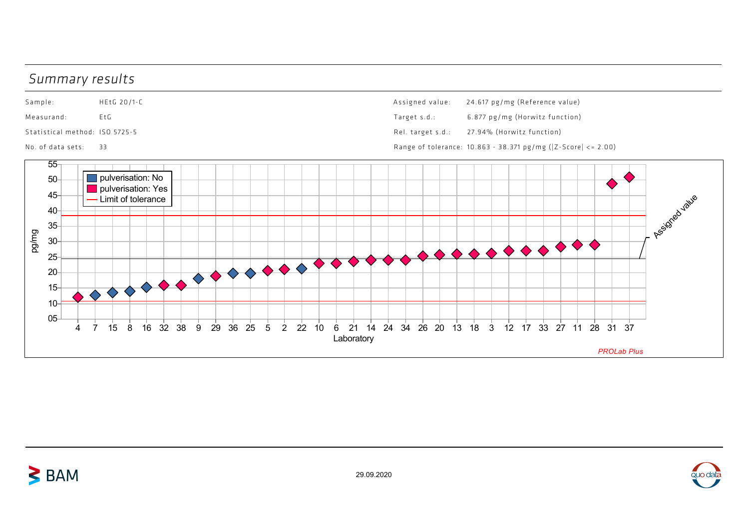## Summary results

| | | | |
|---|---|---|---|
| Sample: | HEtG 20/1-C | Assigned value: | 24.617 pg/mg (Reference value) |
| Measurand: | EtG | Target s.d.: | 6.877 pg/mg (Horwitz function) |
| Statistical method: | ISO 5725-5 | Rel. target s.d.: | 27.94% (Horwitz function) |
| No. of data sets: | 33 | Range of tolerance: | 10.863 - 38.371 pg/mg (\|Z-Score\| <= 2.00) |

pg/mg

pulverisation: No
pulverisation: Yes
Limit of tolerance

Assigned value

Laboratory: 4, 7, 15, 8, 16, 32, 38, 9, 29, 36, 25, 5, 2, 22, 10, 6, 21, 14, 24, 34, 26, 20, 13, 18, 3, 12, 17, 33, 27, 11, 28, 31, 37

*PROLab Plus*

29.09.2020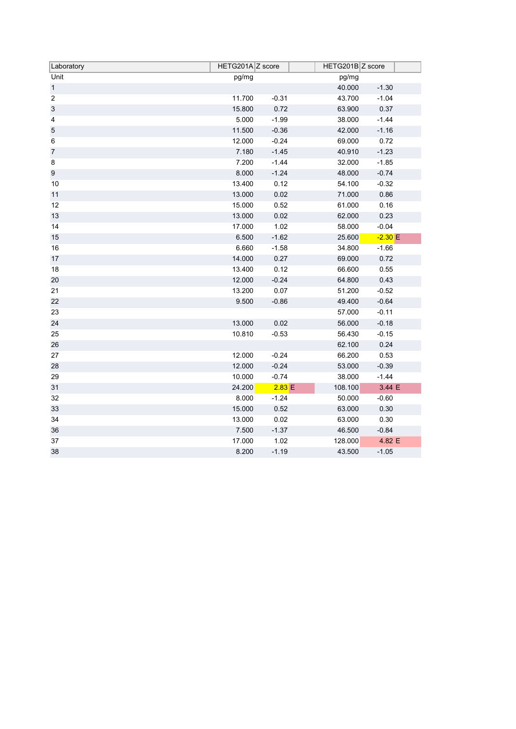| Laboratory | HETG201A | Z score | | HETG201B | Z score | |
|---|---|---|---|---|---|---|
| Unit | pg/mg | | | pg/mg | | |
| 1 | | | | 40.000 | -1.30 | |
| 2 | 11.700 | -0.31 | | 43.700 | -1.04 | |
| 3 | 15.800 | 0.72 | | 63.900 | 0.37 | |
| 4 | 5.000 | -1.99 | | 38.000 | -1.44 | |
| 5 | 11.500 | -0.36 | | 42.000 | -1.16 | |
| 6 | 12.000 | -0.24 | | 69.000 | 0.72 | |
| 7 | 7.180 | -1.45 | | 40.910 | -1.23 | |
| 8 | 7.200 | -1.44 | | 32.000 | -1.85 | |
| 9 | 8.000 | -1.24 | | 48.000 | -0.74 | |
| 10 | 13.400 | 0.12 | | 54.100 | -0.32 | |
| 11 | 13.000 | 0.02 | | 71.000 | 0.86 | |
| 12 | 15.000 | 0.52 | | 61.000 | 0.16 | |
| 13 | 13.000 | 0.02 | | 62.000 | 0.23 | |
| 14 | 17.000 | 1.02 | | 58.000 | -0.04 | |
| 15 | 6.500 | -1.62 | | 25.600 | -2.30 | E |
| 16 | 6.660 | -1.58 | | 34.800 | -1.66 | |
| 17 | 14.000 | 0.27 | | 69.000 | 0.72 | |
| 18 | 13.400 | 0.12 | | 66.600 | 0.55 | |
| 20 | 12.000 | -0.24 | | 64.800 | 0.43 | |
| 21 | 13.200 | 0.07 | | 51.200 | -0.52 | |
| 22 | 9.500 | -0.86 | | 49.400 | -0.64 | |
| 23 | | | | 57.000 | -0.11 | |
| 24 | 13.000 | 0.02 | | 56.000 | -0.18 | |
| 25 | 10.810 | -0.53 | | 56.430 | -0.15 | |
| 26 | | | | 62.100 | 0.24 | |
| 27 | 12.000 | -0.24 | | 66.200 | 0.53 | |
| 28 | 12.000 | -0.24 | | 53.000 | -0.39 | |
| 29 | 10.000 | -0.74 | | 38.000 | -1.44 | |
| 31 | 24.200 | 2.83 | E | 108.100 | 3.44 | E |
| 32 | 8.000 | -1.24 | | 50.000 | -0.60 | |
| 33 | 15.000 | 0.52 | | 63.000 | 0.30 | |
| 34 | 13.000 | 0.02 | | 63.000 | 0.30 | |
| 36 | 7.500 | -1.37 | | 46.500 | -0.84 | |
| 37 | 17.000 | 1.02 | | 128.000 | 4.82 | E |
| 38 | 8.200 | -1.19 | | 43.500 | -1.05 | |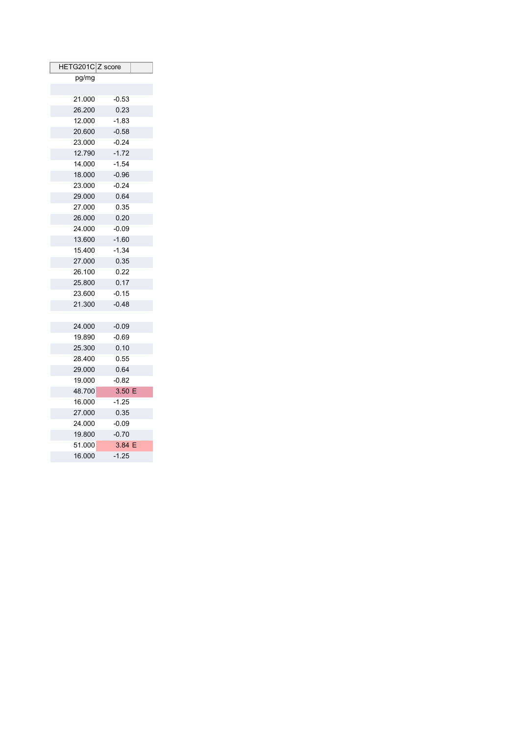| HETG201C | Z score | |
|---|---|---|
| pg/mg | | |
| | | |
| 21.000 | -0.53 | |
| 26.200 | 0.23 | |
| 12.000 | -1.83 | |
| 20.600 | -0.58 | |
| 23.000 | -0.24 | |
| 12.790 | -1.72 | |
| 14.000 | -1.54 | |
| 18.000 | -0.96 | |
| 23.000 | -0.24 | |
| 29.000 | 0.64 | |
| 27.000 | 0.35 | |
| 26.000 | 0.20 | |
| 24.000 | -0.09 | |
| 13.600 | -1.60 | |
| 15.400 | -1.34 | |
| 27.000 | 0.35 | |
| 26.100 | 0.22 | |
| 25.800 | 0.17 | |
| 23.600 | -0.15 | |
| 21.300 | -0.48 | |
| | | |
| 24.000 | -0.09 | |
| 19.890 | -0.69 | |
| 25.300 | 0.10 | |
| 28.400 | 0.55 | |
| 29.000 | 0.64 | |
| 19.000 | -0.82 | |
| 48.700 | 3.50 | E |
| 16.000 | -1.25 | |
| 27.000 | 0.35 | |
| 24.000 | -0.09 | |
| 19.800 | -0.70 | |
| 51.000 | 3.84 | E |
| 16.000 | -1.25 | |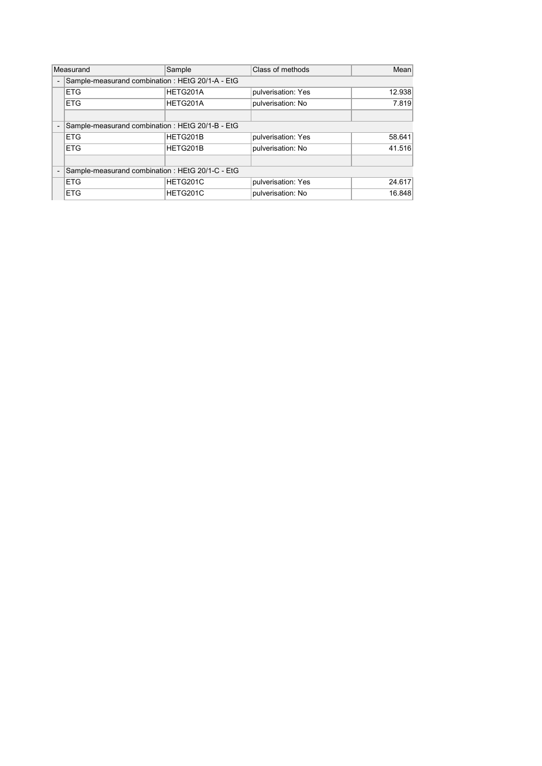| | Measurand | Sample | Class of methods | Mean |
|---|---|---|---|---|
| - | Sample-measurand combination : HEtG 20/1-A - EtG | | | |
| | ETG | HETG201A | pulverisation: Yes | 12.938 |
| | ETG | HETG201A | pulverisation: No | 7.819 |
| | | | | |
| - | Sample-measurand combination : HEtG 20/1-B - EtG | | | |
| | ETG | HETG201B | pulverisation: Yes | 58.641 |
| | ETG | HETG201B | pulverisation: No | 41.516 |
| | | | | |
| - | Sample-measurand combination : HEtG 20/1-C - EtG | | | |
| | ETG | HETG201C | pulverisation: Yes | 24.617 |
| | ETG | HETG201C | pulverisation: No | 16.848 |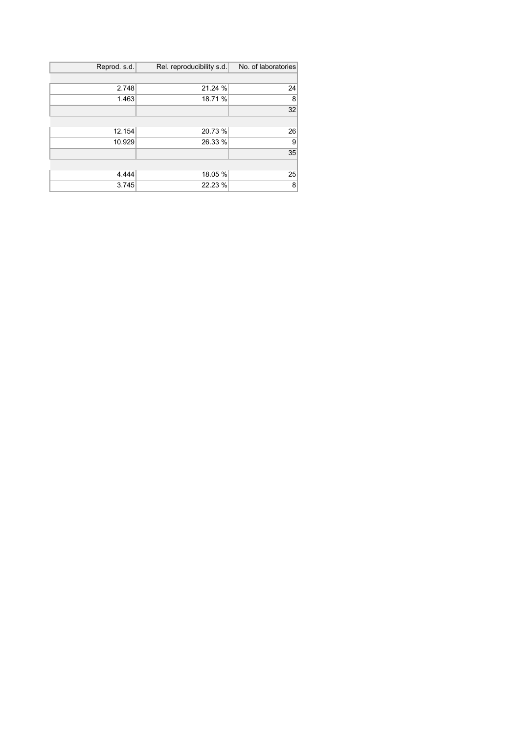| Reprod. s.d. | Rel. reproducibility s.d. | No. of laboratories |
|---|---|---|
| | | |
| 2.748 | 21.24 % | 24 |
| 1.463 | 18.71 % | 8 |
| | | 32 |
| | | |
| 12.154 | 20.73 % | 26 |
| 10.929 | 26.33 % | 9 |
| | | 35 |
| | | |
| 4.444 | 18.05 % | 25 |
| 3.745 | 22.23 % | 8 |